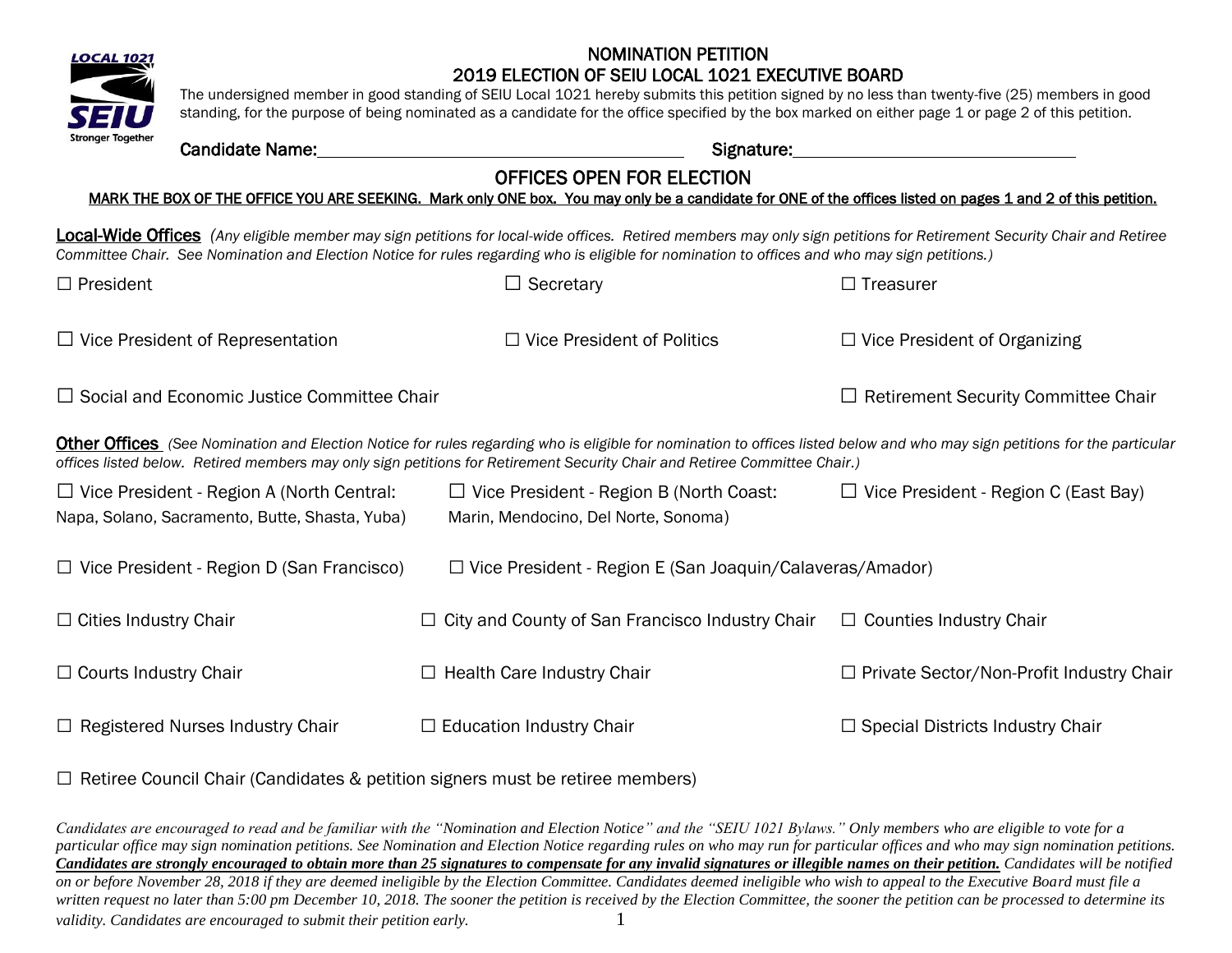# NOMINATION PETITION
## 2019 ELECTION OF SEIU LOCAL 1021 EXECUTIVE BOARD

The undersigned member in good standing of SEIU Local 1021 hereby submits this petition signed by no less than twenty-five (25) members in good standing, for the purpose of being nominated as a candidate for the office specified by the box marked on either page 1 or page 2 of this petition.

**Candidate Name:** ________________________________ **Signature:** ________________________

## OFFICES OPEN FOR ELECTION

**MARK THE BOX OF THE OFFICE YOU ARE SEEKING. Mark only ONE box. You may only be a candidate for ONE of the offices listed on pages 1 and 2 of this petition.**

**Local-Wide Offices** *(Any eligible member may sign petitions for local-wide offices. Retired members may only sign petitions for Retirement Security Chair and Retiree Committee Chair. See Nomination and Election Notice for rules regarding who is eligible for nomination to offices and who may sign petitions.)*

☐ President

☐ Secretary

☐ Treasurer

☐ Vice President of Representation

☐ Vice President of Politics

☐ Vice President of Organizing

☐ Social and Economic Justice Committee Chair

☐ Retirement Security Committee Chair

**Other Offices** *(See Nomination and Election Notice for rules regarding who is eligible for nomination to offices listed below and who may sign petitions for the particular offices listed below. Retired members may only sign petitions for Retirement Security Chair and Retiree Committee Chair.)*

☐ Vice President - Region A (North Central: Napa, Solano, Sacramento, Butte, Shasta, Yuba)

☐ Vice President - Region B (North Coast: Marin, Mendocino, Del Norte, Sonoma)

☐ Vice President - Region C (East Bay)

☐ Vice President - Region D (San Francisco)

☐ Vice President - Region E (San Joaquin/Calaveras/Amador)

☐ Cities Industry Chair

☐ City and County of San Francisco Industry Chair

☐ Counties Industry Chair

☐ Courts Industry Chair

☐ Health Care Industry Chair

☐ Private Sector/Non-Profit Industry Chair

☐ Registered Nurses Industry Chair

☐ Education Industry Chair

☐ Special Districts Industry Chair

☐ Retiree Council Chair (Candidates & petition signers must be retiree members)

*Candidates are encouraged to read and be familiar with the "Nomination and Election Notice" and the "SEIU 1021 Bylaws." Only members who are eligible to vote for a particular office may sign nomination petitions. See Nomination and Election Notice regarding rules on who may run for particular offices and who may sign nomination petitions.* ***Candidates are strongly encouraged to obtain more than 25 signatures to compensate for any invalid signatures or illegible names on their petition.*** *Candidates will be notified on or before November 28, 2018 if they are deemed ineligible by the Election Committee. Candidates deemed ineligible who wish to appeal to the Executive Board must file a written request no later than 5:00 pm December 10, 2018. The sooner the petition is received by the Election Committee, the sooner the petition can be processed to determine its validity. Candidates are encouraged to submit their petition early.*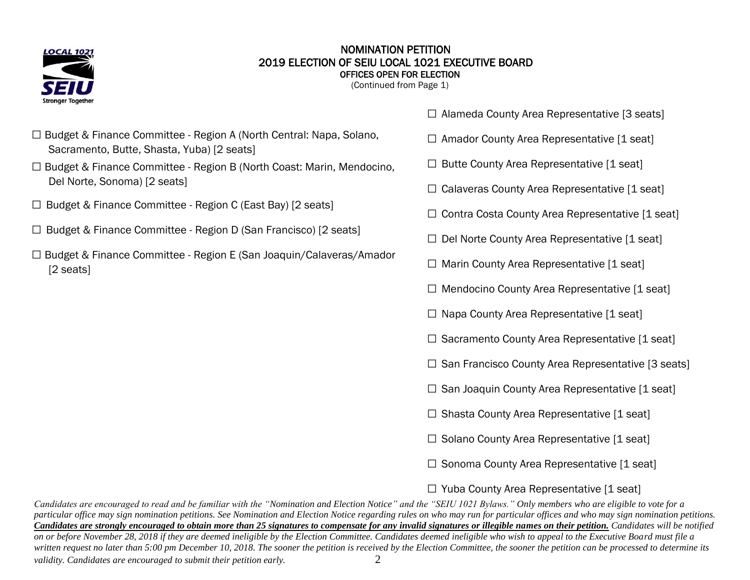# NOMINATION PETITION
## 2019 ELECTION OF SEIU LOCAL 1021 EXECUTIVE BOARD
### OFFICES OPEN FOR ELECTION
(Continued from Page 1)

☐ Budget & Finance Committee - Region A (North Central: Napa, Solano, Sacramento, Butte, Shasta, Yuba) [2 seats]

☐ Budget & Finance Committee - Region B (North Coast: Marin, Mendocino, Del Norte, Sonoma) [2 seats]

☐ Budget & Finance Committee - Region C (East Bay) [2 seats]

☐ Budget & Finance Committee - Region D (San Francisco) [2 seats]

☐ Budget & Finance Committee - Region E (San Joaquin/Calaveras/Amador [2 seats]

☐ Alameda County Area Representative [3 seats]

☐ Amador County Area Representative [1 seat]

☐ Butte County Area Representative [1 seat]

☐ Calaveras County Area Representative [1 seat]

☐ Contra Costa County Area Representative [1 seat]

☐ Del Norte County Area Representative [1 seat]

☐ Marin County Area Representative [1 seat]

☐ Mendocino County Area Representative [1 seat]

☐ Napa County Area Representative [1 seat]

☐ Sacramento County Area Representative [1 seat]

☐ San Francisco County Area Representative [3 seats]

☐ San Joaquin County Area Representative [1 seat]

☐ Shasta County Area Representative [1 seat]

☐ Solano County Area Representative [1 seat]

☐ Sonoma County Area Representative [1 seat]

☐ Yuba County Area Representative [1 seat]

*Candidates are encouraged to read and be familiar with the "Nomination and Election Notice" and the "SEIU 1021 Bylaws." Only members who are eligible to vote for a particular office may sign nomination petitions. See Nomination and Election Notice regarding rules on who may run for particular offices and who may sign nomination petitions.* ***Candidates are strongly encouraged to obtain more than 25 signatures to compensate for any invalid signatures or illegible names on their petition.*** *Candidates will be notified on or before November 28, 2018 if they are deemed ineligible by the Election Committee. Candidates deemed ineligible who wish to appeal to the Executive Board must file a written request no later than 5:00 pm December 10, 2018. The sooner the petition is received by the Election Committee, the sooner the petition can be processed to determine its validity. Candidates are encouraged to submit their petition early.*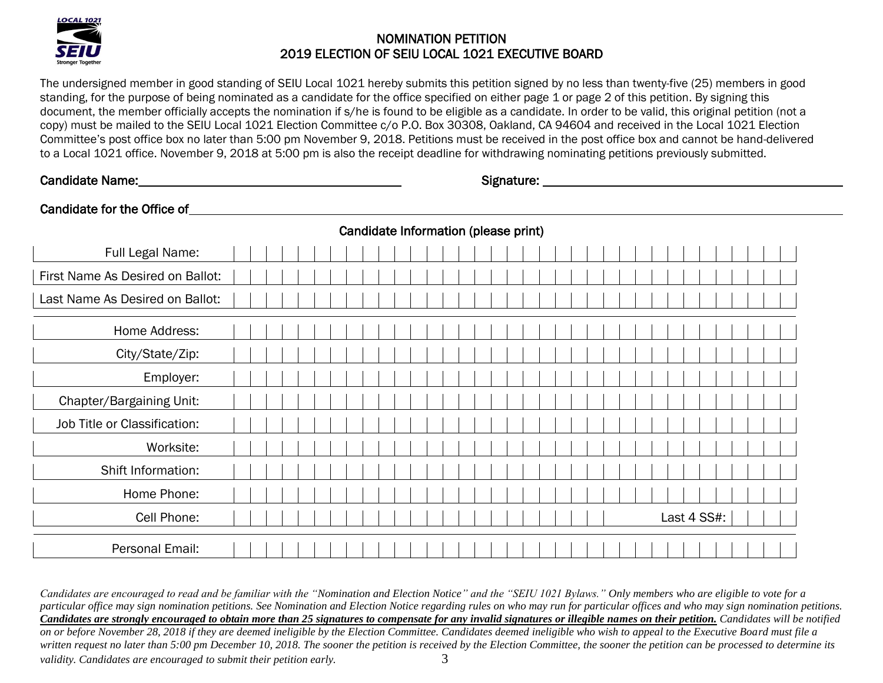## NOMINATION PETITION
## 2019 ELECTION OF SEIU LOCAL 1021 EXECUTIVE BOARD

The undersigned member in good standing of SEIU Local 1021 hereby submits this petition signed by no less than twenty-five (25) members in good standing, for the purpose of being nominated as a candidate for the office specified on either page 1 or page 2 of this petition. By signing this document, the member officially accepts the nomination if s/he is found to be eligible as a candidate. In order to be valid, this original petition (not a copy) must be mailed to the SEIU Local 1021 Election Committee c/o P.O. Box 30308, Oakland, CA 94604 and received in the Local 1021 Election Committee's post office box no later than 5:00 pm November 9, 2018. Petitions must be received in the post office box and cannot be hand-delivered to a Local 1021 office. November 9, 2018 at 5:00 pm is also the receipt deadline for withdrawing nominating petitions previously submitted.

Candidate Name: ____________________________ Signature: ____________________________

Candidate for the Office of ____________________________

**Candidate Information (please print)**

| Field | |
|---|---|
| Full Legal Name: | |
| First Name As Desired on Ballot: | |
| Last Name As Desired on Ballot: | |
| Home Address: | |
| City/State/Zip: | |
| Employer: | |
| Chapter/Bargaining Unit: | |
| Job Title or Classification: | |
| Worksite: | |
| Shift Information: | |
| Home Phone: | |
| Cell Phone: | Last 4 SS#: |
| Personal Email: | |

*Candidates are encouraged to read and be familiar with the "Nomination and Election Notice" and the "SEIU 1021 Bylaws." Only members who are eligible to vote for a particular office may sign nomination petitions. See Nomination and Election Notice regarding rules on who may run for particular offices and who may sign nomination petitions.* ***Candidates are strongly encouraged to obtain more than 25 signatures to compensate for any invalid signatures or illegible names on their petition.*** *Candidates will be notified on or before November 28, 2018 if they are deemed ineligible by the Election Committee. Candidates deemed ineligible who wish to appeal to the Executive Board must file a written request no later than 5:00 pm December 10, 2018. The sooner the petition is received by the Election Committee, the sooner the petition can be processed to determine its validity. Candidates are encouraged to submit their petition early.*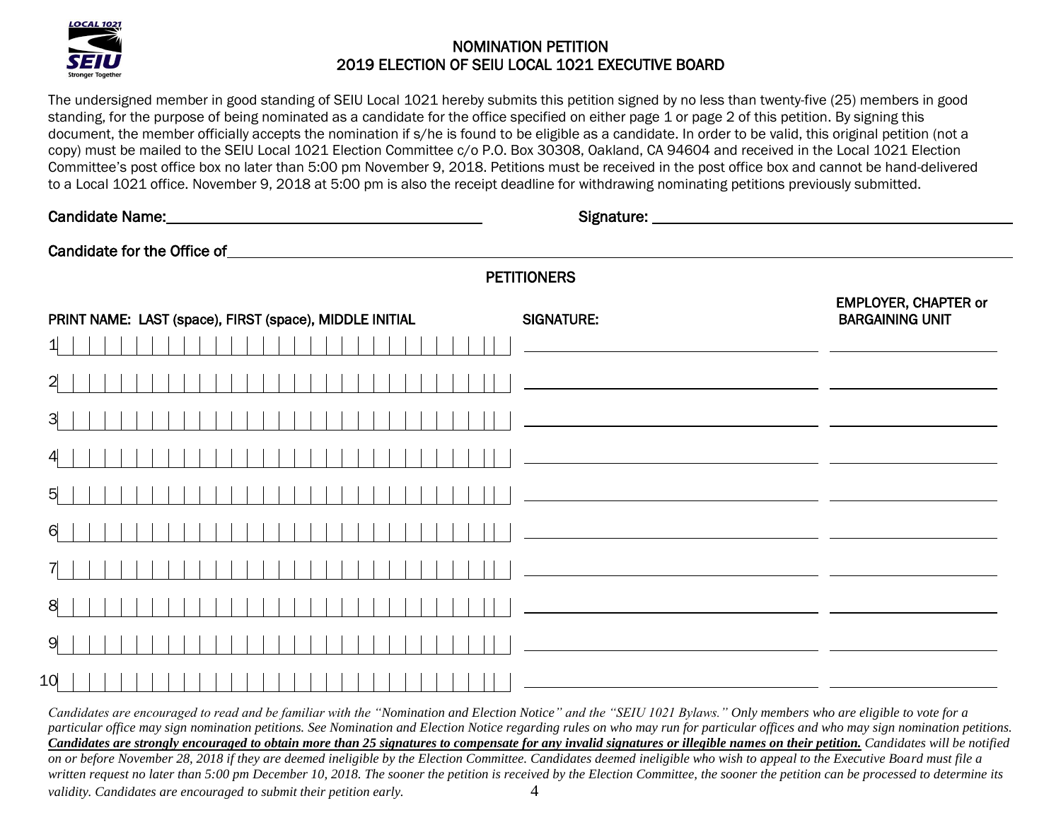LOCAL 1021 SEIU Stronger Together

# NOMINATION PETITION
## 2019 ELECTION OF SEIU LOCAL 1021 EXECUTIVE BOARD

The undersigned member in good standing of SEIU Local 1021 hereby submits this petition signed by no less than twenty-five (25) members in good standing, for the purpose of being nominated as a candidate for the office specified on either page 1 or page 2 of this petition. By signing this document, the member officially accepts the nomination if s/he is found to be eligible as a candidate. In order to be valid, this original petition (not a copy) must be mailed to the SEIU Local 1021 Election Committee c/o P.O. Box 30308, Oakland, CA 94604 and received in the Local 1021 Election Committee's post office box no later than 5:00 pm November 9, 2018. Petitions must be received in the post office box and cannot be hand-delivered to a Local 1021 office. November 9, 2018 at 5:00 pm is also the receipt deadline for withdrawing nominating petitions previously submitted.

Candidate Name:________________________________ Signature: ________________________________

Candidate for the Office of________________________________________________________________

### PETITIONERS

| | PRINT NAME: LAST (space), FIRST (space), MIDDLE INITIAL | SIGNATURE: | EMPLOYER, CHAPTER or BARGAINING UNIT |
|---|---|---|---|
| 1 | | | |
| 2 | | | |
| 3 | | | |
| 4 | | | |
| 5 | | | |
| 6 | | | |
| 7 | | | |
| 8 | | | |
| 9 | | | |
| 10 | | | |

*Candidates are encouraged to read and be familiar with the "Nomination and Election Notice" and the "SEIU 1021 Bylaws." Only members who are eligible to vote for a particular office may sign nomination petitions. See Nomination and Election Notice regarding rules on who may run for particular offices and who may sign nomination petitions.* ***Candidates are strongly encouraged to obtain more than 25 signatures to compensate for any invalid signatures or illegible names on their petition.*** *Candidates will be notified on or before November 28, 2018 if they are deemed ineligible by the Election Committee. Candidates deemed ineligible who wish to appeal to the Executive Board must file a written request no later than 5:00 pm December 10, 2018. The sooner the petition is received by the Election Committee, the sooner the petition can be processed to determine its validity. Candidates are encouraged to submit their petition early.*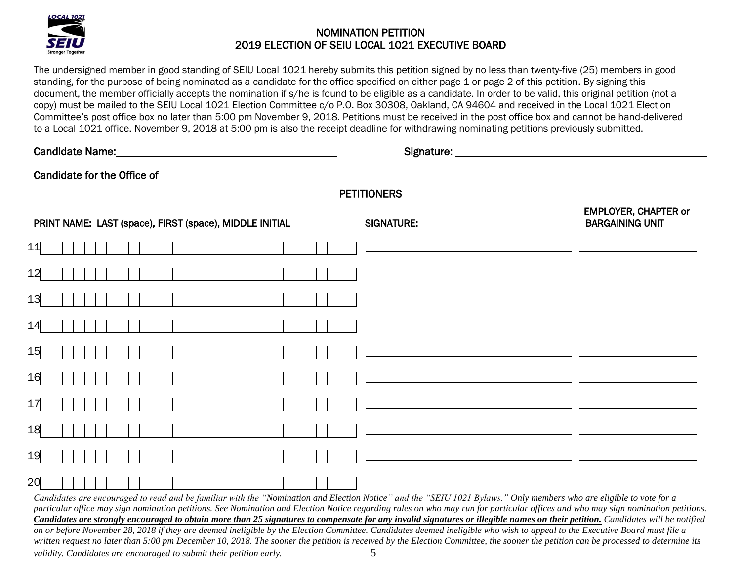# NOMINATION PETITION
## 2019 ELECTION OF SEIU LOCAL 1021 EXECUTIVE BOARD

The undersigned member in good standing of SEIU Local 1021 hereby submits this petition signed by no less than twenty-five (25) members in good standing, for the purpose of being nominated as a candidate for the office specified on either page 1 or page 2 of this petition. By signing this document, the member officially accepts the nomination if s/he is found to be eligible as a candidate. In order to be valid, this original petition (not a copy) must be mailed to the SEIU Local 1021 Election Committee c/o P.O. Box 30308, Oakland, CA 94604 and received in the Local 1021 Election Committee's post office box no later than 5:00 pm November 9, 2018. Petitions must be received in the post office box and cannot be hand-delivered to a Local 1021 office. November 9, 2018 at 5:00 pm is also the receipt deadline for withdrawing nominating petitions previously submitted.

Candidate Name:________________________ Signature: ________________________

Candidate for the Office of________________________________________________

**PETITIONERS**

| | PRINT NAME: LAST (space), FIRST (space), MIDDLE INITIAL | SIGNATURE: | EMPLOYER, CHAPTER or BARGAINING UNIT |
|---|---|---|---|
| 11 | | | |
| 12 | | | |
| 13 | | | |
| 14 | | | |
| 15 | | | |
| 16 | | | |
| 17 | | | |
| 18 | | | |
| 19 | | | |
| 20 | | | |

*Candidates are encouraged to read and be familiar with the "Nomination and Election Notice" and the "SEIU 1021 Bylaws." Only members who are eligible to vote for a particular office may sign nomination petitions. See Nomination and Election Notice regarding rules on who may run for particular offices and who may sign nomination petitions.* ***Candidates are strongly encouraged to obtain more than 25 signatures to compensate for any invalid signatures or illegible names on their petition.*** *Candidates will be notified on or before November 28, 2018 if they are deemed ineligible by the Election Committee. Candidates deemed ineligible who wish to appeal to the Executive Board must file a written request no later than 5:00 pm December 10, 2018. The sooner the petition is received by the Election Committee, the sooner the petition can be processed to determine its validity. Candidates are encouraged to submit their petition early.*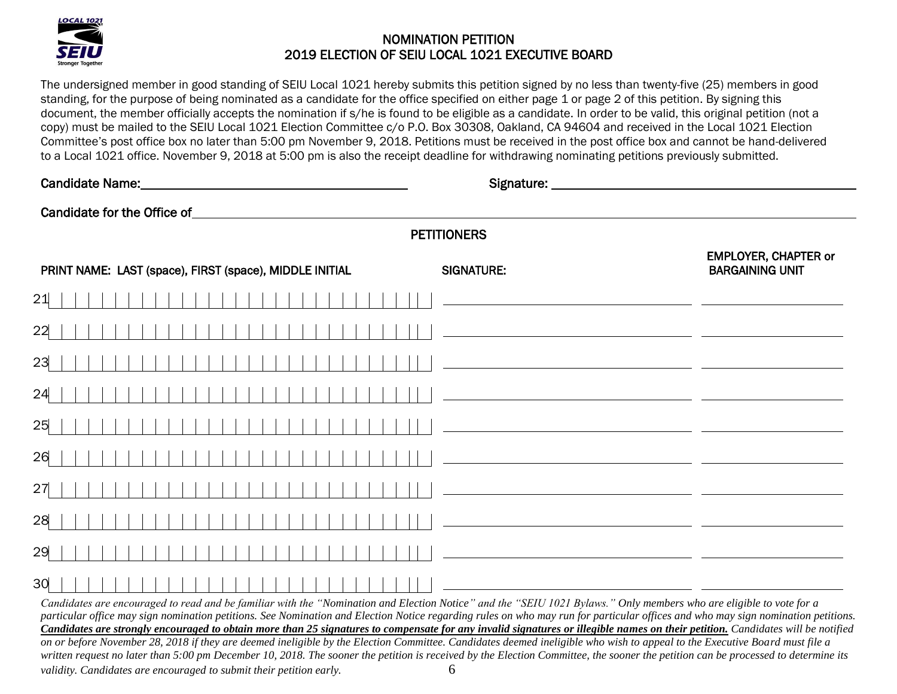# NOMINATION PETITION
## 2019 ELECTION OF SEIU LOCAL 1021 EXECUTIVE BOARD

The undersigned member in good standing of SEIU Local 1021 hereby submits this petition signed by no less than twenty-five (25) members in good standing, for the purpose of being nominated as a candidate for the office specified on either page 1 or page 2 of this petition. By signing this document, the member officially accepts the nomination if s/he is found to be eligible as a candidate. In order to be valid, this original petition (not a copy) must be mailed to the SEIU Local 1021 Election Committee c/o P.O. Box 30308, Oakland, CA 94604 and received in the Local 1021 Election Committee's post office box no later than 5:00 pm November 9, 2018. Petitions must be received in the post office box and cannot be hand-delivered to a Local 1021 office. November 9, 2018 at 5:00 pm is also the receipt deadline for withdrawing nominating petitions previously submitted.

Candidate Name:\_\_\_\_\_\_\_\_\_\_\_\_\_\_\_\_\_\_\_\_\_\_\_\_ Signature: \_\_\_\_\_\_\_\_\_\_\_\_\_\_\_\_\_\_\_\_\_\_\_\_

Candidate for the Office of\_\_\_\_\_\_\_\_\_\_\_\_\_\_\_\_\_\_\_\_\_\_\_\_\_\_\_\_\_\_\_\_\_\_\_\_\_\_\_\_

**PETITIONERS**

| | PRINT NAME: LAST (space), FIRST (space), MIDDLE INITIAL | SIGNATURE: | EMPLOYER, CHAPTER or BARGAINING UNIT |
|---|---|---|---|
| 21 | | | |
| 22 | | | |
| 23 | | | |
| 24 | | | |
| 25 | | | |
| 26 | | | |
| 27 | | | |
| 28 | | | |
| 29 | | | |
| 30 | | | |

*Candidates are encouraged to read and be familiar with the "Nomination and Election Notice" and the "SEIU 1021 Bylaws." Only members who are eligible to vote for a particular office may sign nomination petitions. See Nomination and Election Notice regarding rules on who may run for particular offices and who may sign nomination petitions.* ***Candidates are strongly encouraged to obtain more than 25 signatures to compensate for any invalid signatures or illegible names on their petition.*** *Candidates will be notified on or before November 28, 2018 if they are deemed ineligible by the Election Committee. Candidates deemed ineligible who wish to appeal to the Executive Board must file a written request no later than 5:00 pm December 10, 2018. The sooner the petition is received by the Election Committee, the sooner the petition can be processed to determine its validity. Candidates are encouraged to submit their petition early.*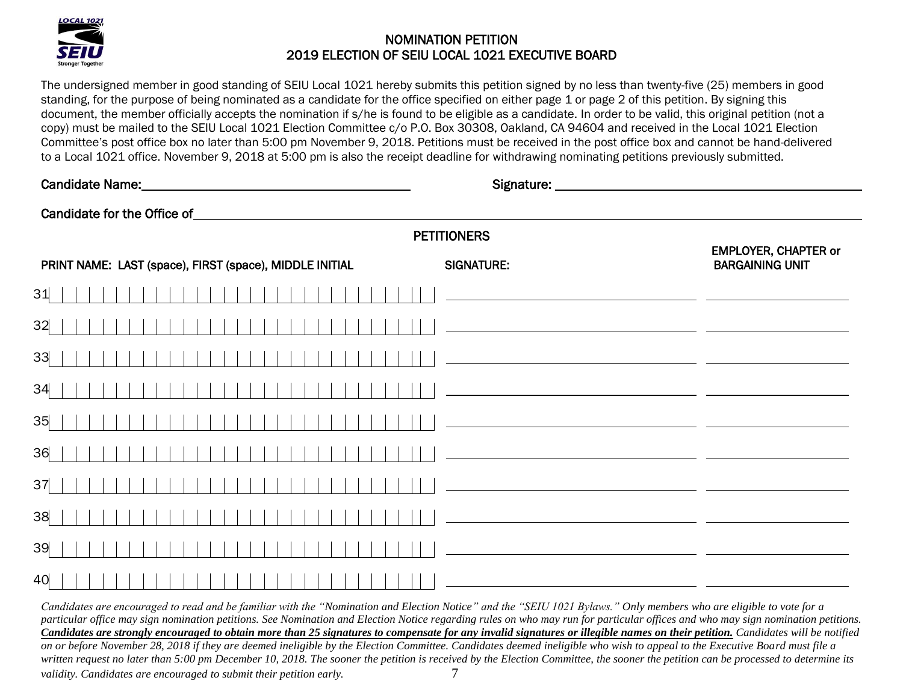# NOMINATION PETITION
## 2019 ELECTION OF SEIU LOCAL 1021 EXECUTIVE BOARD

The undersigned member in good standing of SEIU Local 1021 hereby submits this petition signed by no less than twenty-five (25) members in good standing, for the purpose of being nominated as a candidate for the office specified on either page 1 or page 2 of this petition. By signing this document, the member officially accepts the nomination if s/he is found to be eligible as a candidate. In order to be valid, this original petition (not a copy) must be mailed to the SEIU Local 1021 Election Committee c/o P.O. Box 30308, Oakland, CA 94604 and received in the Local 1021 Election Committee's post office box no later than 5:00 pm November 9, 2018. Petitions must be received in the post office box and cannot be hand-delivered to a Local 1021 office. November 9, 2018 at 5:00 pm is also the receipt deadline for withdrawing nominating petitions previously submitted.

Candidate Name:\_\_\_\_\_\_\_\_\_\_\_\_\_\_\_\_\_\_\_\_\_\_\_\_\_\_\_\_\_\_ Signature: \_\_\_\_\_\_\_\_\_\_\_\_\_\_\_\_\_\_\_\_\_\_\_\_\_\_\_\_\_\_

Candidate for the Office of\_\_\_\_\_\_\_\_\_\_\_\_\_\_\_\_\_\_\_\_\_\_\_\_\_\_\_\_\_\_\_\_\_\_\_\_\_\_\_\_

### PETITIONERS

| | PRINT NAME: LAST (space), FIRST (space), MIDDLE INITIAL | SIGNATURE: | EMPLOYER, CHAPTER or BARGAINING UNIT |
|---|---|---|---|
| 31 | | | |
| 32 | | | |
| 33 | | | |
| 34 | | | |
| 35 | | | |
| 36 | | | |
| 37 | | | |
| 38 | | | |
| 39 | | | |
| 40 | | | |

*Candidates are encouraged to read and be familiar with the "Nomination and Election Notice" and the "SEIU 1021 Bylaws." Only members who are eligible to vote for a particular office may sign nomination petitions. See Nomination and Election Notice regarding rules on who may run for particular offices and who may sign nomination petitions.* ***Candidates are strongly encouraged to obtain more than 25 signatures to compensate for any invalid signatures or illegible names on their petition.*** *Candidates will be notified on or before November 28, 2018 if they are deemed ineligible by the Election Committee. Candidates deemed ineligible who wish to appeal to the Executive Board must file a written request no later than 5:00 pm December 10, 2018. The sooner the petition is received by the Election Committee, the sooner the petition can be processed to determine its validity. Candidates are encouraged to submit their petition early.*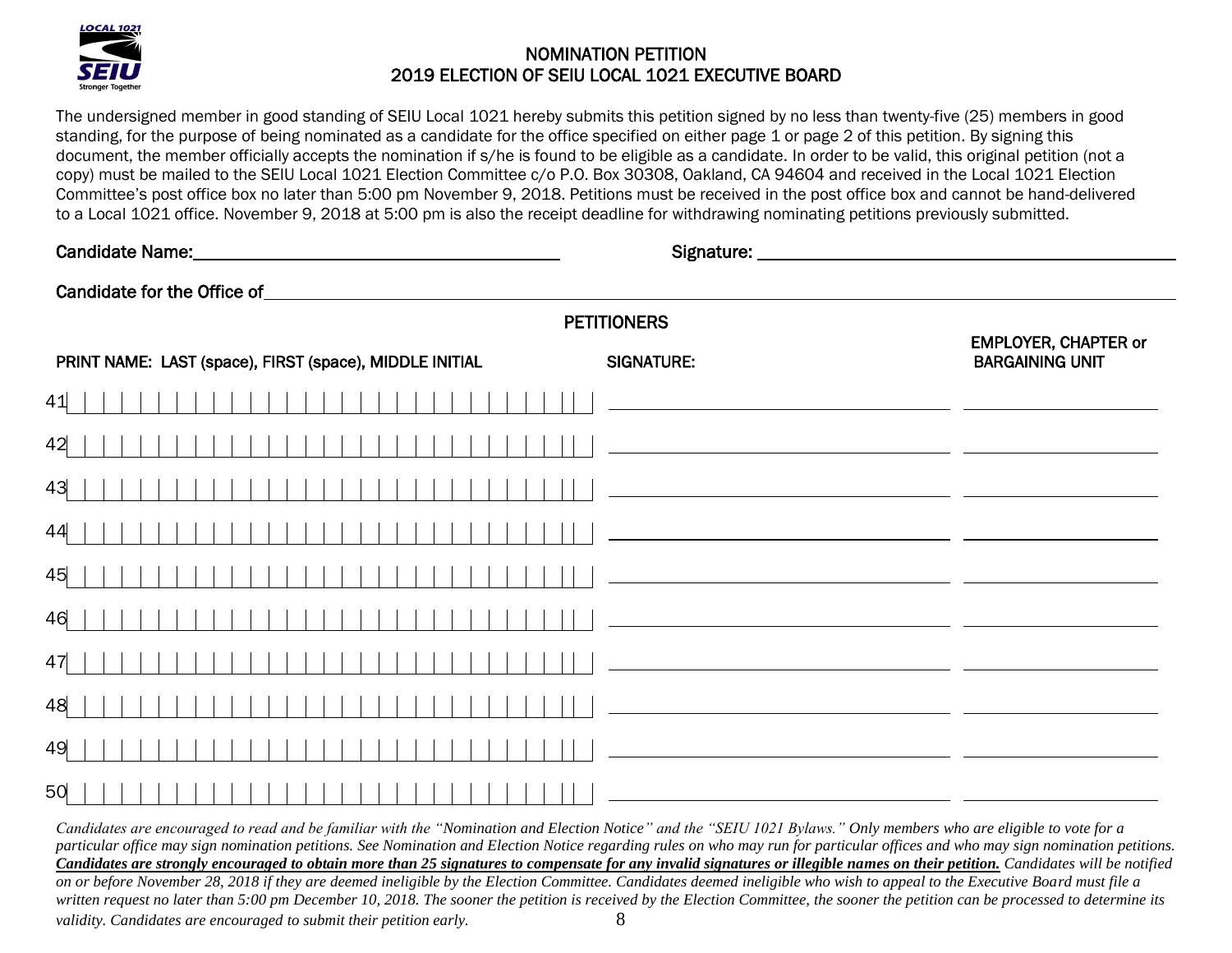LOCAL 1021 SEIU Stronger Together

# NOMINATION PETITION
## 2019 ELECTION OF SEIU LOCAL 1021 EXECUTIVE BOARD

The undersigned member in good standing of SEIU Local 1021 hereby submits this petition signed by no less than twenty-five (25) members in good standing, for the purpose of being nominated as a candidate for the office specified on either page 1 or page 2 of this petition. By signing this document, the member officially accepts the nomination if s/he is found to be eligible as a candidate. In order to be valid, this original petition (not a copy) must be mailed to the SEIU Local 1021 Election Committee c/o P.O. Box 30308, Oakland, CA 94604 and received in the Local 1021 Election Committee's post office box no later than 5:00 pm November 9, 2018. Petitions must be received in the post office box and cannot be hand-delivered to a Local 1021 office. November 9, 2018 at 5:00 pm is also the receipt deadline for withdrawing nominating petitions previously submitted.

Candidate Name:\_\_\_\_\_\_\_\_\_\_\_\_\_\_\_\_\_\_\_\_ Signature: \_\_\_\_\_\_\_\_\_\_\_\_\_\_\_\_\_\_\_\_

Candidate for the Office of\_\_\_\_\_\_\_\_\_\_\_\_\_\_\_\_\_\_\_\_

### PETITIONERS

| | PRINT NAME: LAST (space), FIRST (space), MIDDLE INITIAL | SIGNATURE: | EMPLOYER, CHAPTER or BARGAINING UNIT |
|---|---|---|---|
| 41 | | | |
| 42 | | | |
| 43 | | | |
| 44 | | | |
| 45 | | | |
| 46 | | | |
| 47 | | | |
| 48 | | | |
| 49 | | | |
| 50 | | | |

*Candidates are encouraged to read and be familiar with the "Nomination and Election Notice" and the "SEIU 1021 Bylaws." Only members who are eligible to vote for a particular office may sign nomination petitions. See Nomination and Election Notice regarding rules on who may run for particular offices and who may sign nomination petitions.* ***Candidates are strongly encouraged to obtain more than 25 signatures to compensate for any invalid signatures or illegible names on their petition.*** *Candidates will be notified on or before November 28, 2018 if they are deemed ineligible by the Election Committee. Candidates deemed ineligible who wish to appeal to the Executive Board must file a written request no later than 5:00 pm December 10, 2018. The sooner the petition is received by the Election Committee, the sooner the petition can be processed to determine its validity. Candidates are encouraged to submit their petition early.*